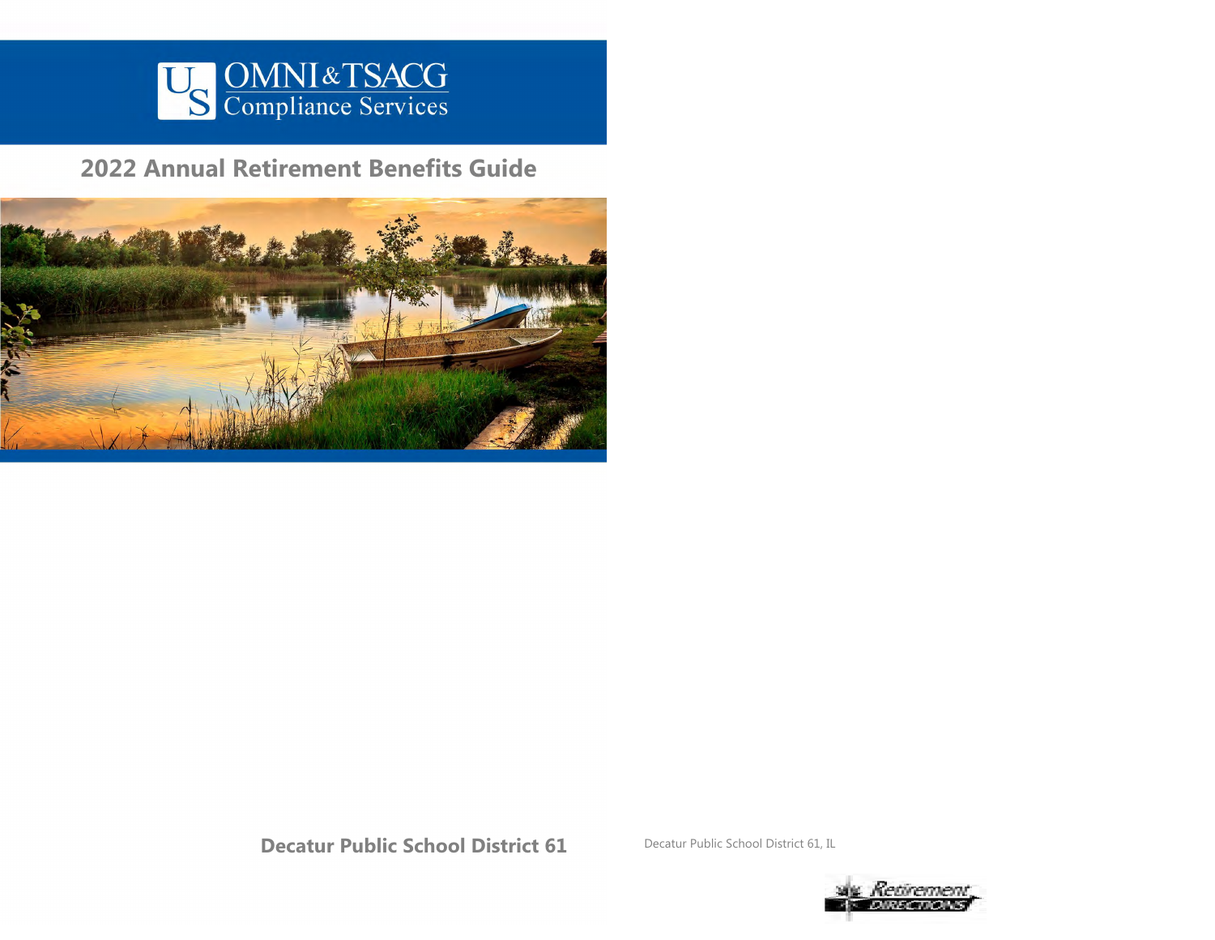OMNI & TSACG
Compliance Services

# 2022 Annual Retirement Benefits Guide

**Decatur Public School District 61**

Decatur Public School District 61, IL

Retirement Directions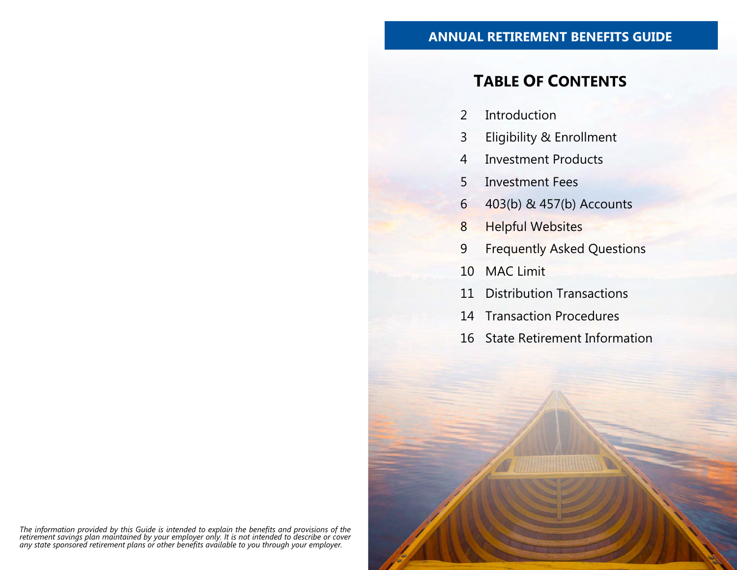*The information provided by this Guide is intended to explain the benefits and provisions of the retirement savings plan maintained by your employer only. It is not intended to describe or cover any state sponsored retirement plans or other benefits available to you through your employer.*

# ANNUAL RETIREMENT BENEFITS GUIDE

## TABLE OF CONTENTS

| | |
|---|---|
| 2 | Introduction |
| 3 | Eligibility & Enrollment |
| 4 | Investment Products |
| 5 | Investment Fees |
| 6 | 403(b) & 457(b) Accounts |
| 8 | Helpful Websites |
| 9 | Frequently Asked Questions |
| 10 | MAC Limit |
| 11 | Distribution Transactions |
| 14 | Transaction Procedures |
| 16 | State Retirement Information |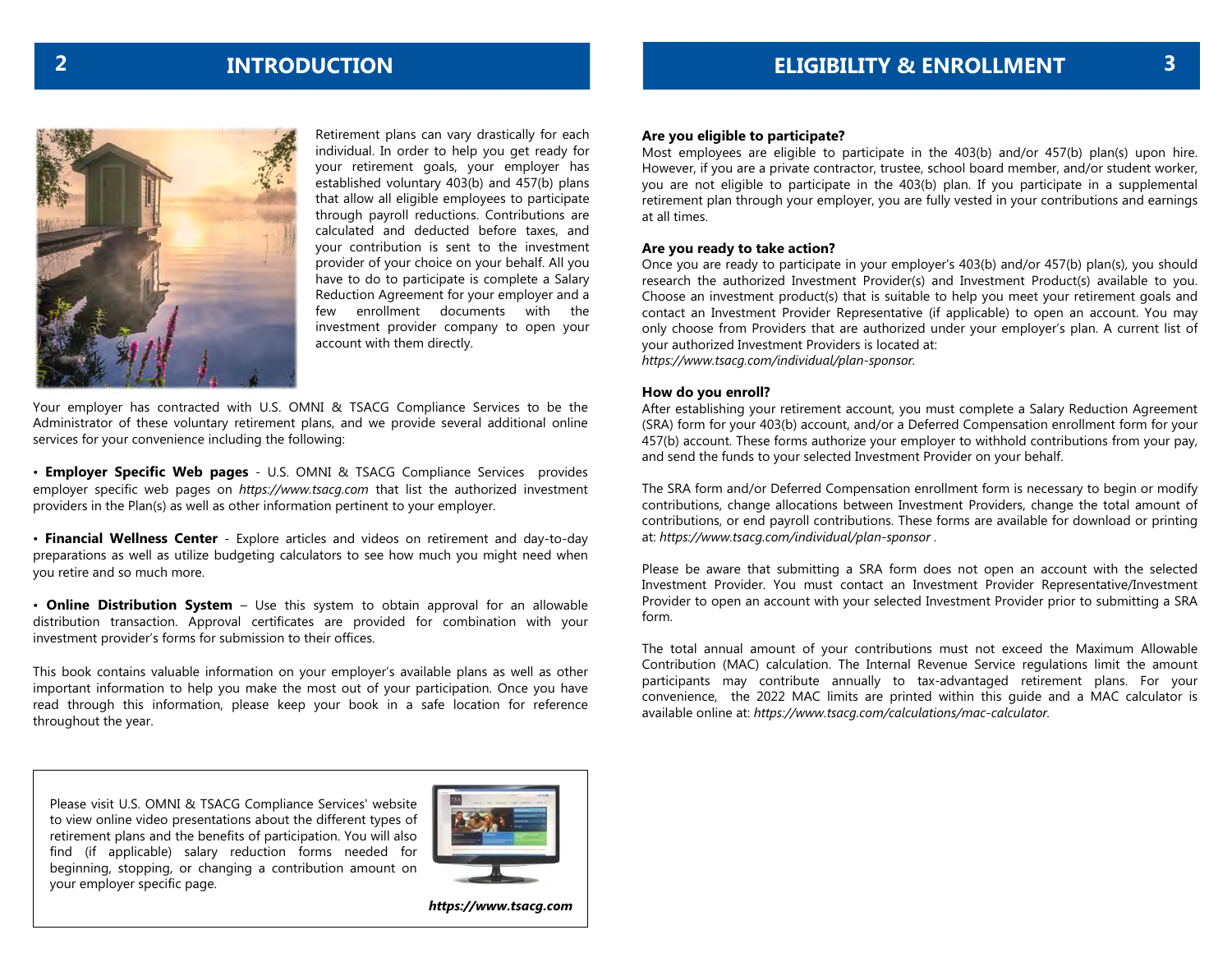# INTRODUCTION

Retirement plans can vary drastically for each individual. In order to help you get ready for your retirement goals, your employer has established voluntary 403(b) and 457(b) plans that allow all eligible employees to participate through payroll reductions. Contributions are calculated and deducted before taxes, and your contribution is sent to the investment provider of your choice on your behalf. All you have to do to participate is complete a Salary Reduction Agreement for your employer and a few enrollment documents with the investment provider company to open your account with them directly.

Your employer has contracted with U.S. OMNI & TSACG Compliance Services to be the Administrator of these voluntary retirement plans, and we provide several additional online services for your convenience including the following:

- **Employer Specific Web pages** - U.S. OMNI & TSACG Compliance Services provides employer specific web pages on *https://www.tsacg.com* that list the authorized investment providers in the Plan(s) as well as other information pertinent to your employer.

- **Financial Wellness Center** - Explore articles and videos on retirement and day-to-day preparations as well as utilize budgeting calculators to see how much you might need when you retire and so much more.

- **Online Distribution System** – Use this system to obtain approval for an allowable distribution transaction. Approval certificates are provided for combination with your investment provider's forms for submission to their offices.

This book contains valuable information on your employer's available plans as well as other important information to help you make the most out of your participation. Once you have read through this information, please keep your book in a safe location for reference throughout the year.

Please visit U.S. OMNI & TSACG Compliance Services' website to view online video presentations about the different types of retirement plans and the benefits of participation. You will also find (if applicable) salary reduction forms needed for beginning, stopping, or changing a contribution amount on your employer specific page.

***https://www.tsacg.com***

# ELIGIBILITY & ENROLLMENT

**Are you eligible to participate?**

Most employees are eligible to participate in the 403(b) and/or 457(b) plan(s) upon hire. However, if you are a private contractor, trustee, school board member, and/or student worker, you are not eligible to participate in the 403(b) plan. If you participate in a supplemental retirement plan through your employer, you are fully vested in your contributions and earnings at all times.

**Are you ready to take action?**

Once you are ready to participate in your employer's 403(b) and/or 457(b) plan(s), you should research the authorized Investment Provider(s) and Investment Product(s) available to you. Choose an investment product(s) that is suitable to help you meet your retirement goals and contact an Investment Provider Representative (if applicable) to open an account. You may only choose from Providers that are authorized under your employer's plan. A current list of your authorized Investment Providers is located at:
*https://www.tsacg.com/individual/plan-sponsor.*

**How do you enroll?**

After establishing your retirement account, you must complete a Salary Reduction Agreement (SRA) form for your 403(b) account, and/or a Deferred Compensation enrollment form for your 457(b) account. These forms authorize your employer to withhold contributions from your pay, and send the funds to your selected Investment Provider on your behalf.

The SRA form and/or Deferred Compensation enrollment form is necessary to begin or modify contributions, change allocations between Investment Providers, change the total amount of contributions, or end payroll contributions. These forms are available for download or printing at: *https://www.tsacg.com/individual/plan-sponsor* .

Please be aware that submitting a SRA form does not open an account with the selected Investment Provider. You must contact an Investment Provider Representative/Investment Provider to open an account with your selected Investment Provider prior to submitting a SRA form.

The total annual amount of your contributions must not exceed the Maximum Allowable Contribution (MAC) calculation. The Internal Revenue Service regulations limit the amount participants may contribute annually to tax-advantaged retirement plans. For your convenience, the 2022 MAC limits are printed within this guide and a MAC calculator is available online at: *https://www.tsacg.com/calculations/mac-calculator.*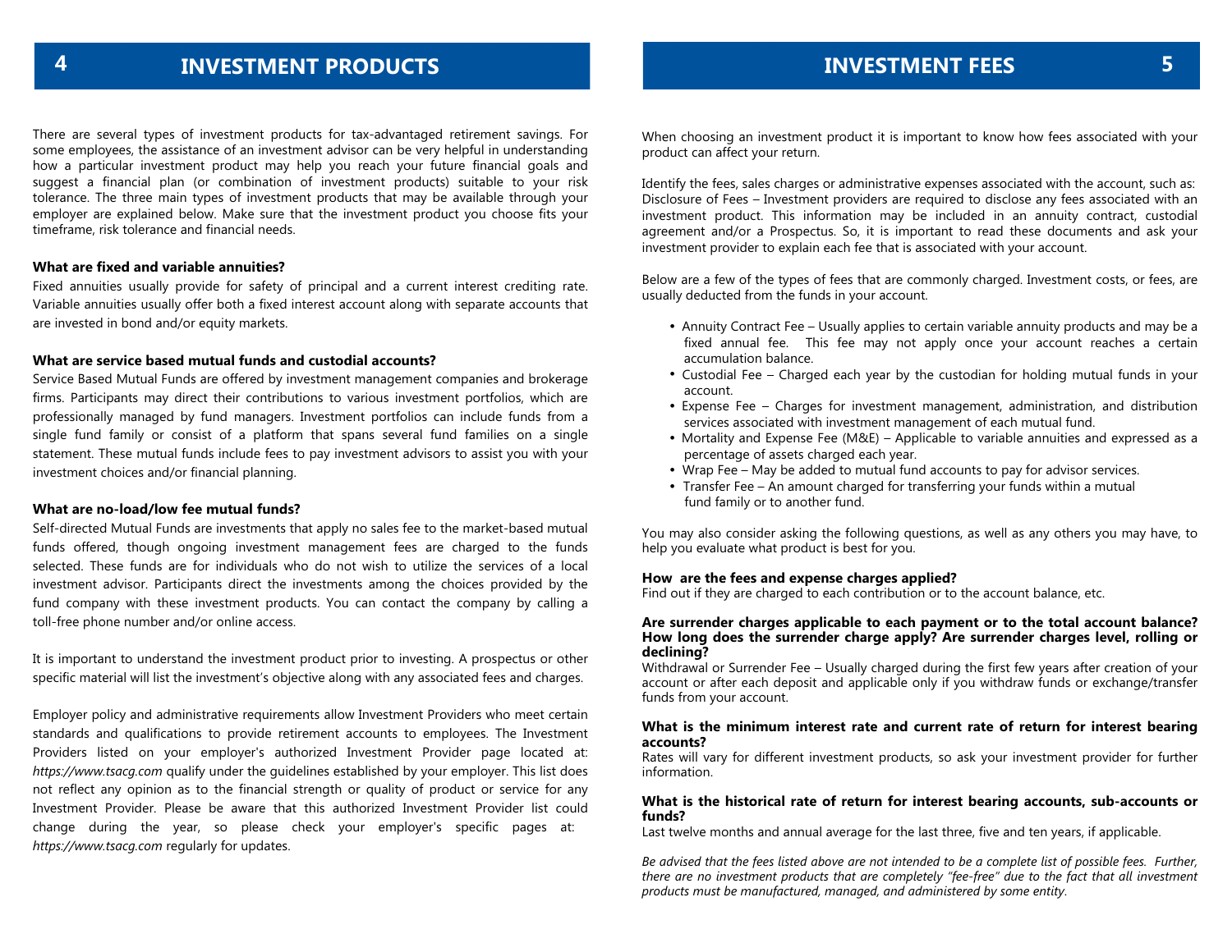# INVESTMENT PRODUCTS

There are several types of investment products for tax-advantaged retirement savings. For some employees, the assistance of an investment advisor can be very helpful in understanding how a particular investment product may help you reach your future financial goals and suggest a financial plan (or combination of investment products) suitable to your risk tolerance. The three main types of investment products that may be available through your employer are explained below. Make sure that the investment product you choose fits your timeframe, risk tolerance and financial needs.

**What are fixed and variable annuities?**

Fixed annuities usually provide for safety of principal and a current interest crediting rate. Variable annuities usually offer both a fixed interest account along with separate accounts that are invested in bond and/or equity markets.

**What are service based mutual funds and custodial accounts?**

Service Based Mutual Funds are offered by investment management companies and brokerage firms. Participants may direct their contributions to various investment portfolios, which are professionally managed by fund managers. Investment portfolios can include funds from a single fund family or consist of a platform that spans several fund families on a single statement. These mutual funds include fees to pay investment advisors to assist you with your investment choices and/or financial planning.

**What are no-load/low fee mutual funds?**

Self-directed Mutual Funds are investments that apply no sales fee to the market-based mutual funds offered, though ongoing investment management fees are charged to the funds selected. These funds are for individuals who do not wish to utilize the services of a local investment advisor. Participants direct the investments among the choices provided by the fund company with these investment products. You can contact the company by calling a toll-free phone number and/or online access.

It is important to understand the investment product prior to investing. A prospectus or other specific material will list the investment's objective along with any associated fees and charges.

Employer policy and administrative requirements allow Investment Providers who meet certain standards and qualifications to provide retirement accounts to employees. The Investment Providers listed on your employer's authorized Investment Provider page located at: *https://www.tsacg.com* qualify under the guidelines established by your employer. This list does not reflect any opinion as to the financial strength or quality of product or service for any Investment Provider. Please be aware that this authorized Investment Provider list could change during the year, so please check your employer's specific pages at: *https://www.tsacg.com* regularly for updates.

# INVESTMENT FEES

When choosing an investment product it is important to know how fees associated with your product can affect your return.

Identify the fees, sales charges or administrative expenses associated with the account, such as: Disclosure of Fees – Investment providers are required to disclose any fees associated with an investment product. This information may be included in an annuity contract, custodial agreement and/or a Prospectus. So, it is important to read these documents and ask your investment provider to explain each fee that is associated with your account.

Below are a few of the types of fees that are commonly charged. Investment costs, or fees, are usually deducted from the funds in your account.

- Annuity Contract Fee – Usually applies to certain variable annuity products and may be a fixed annual fee. This fee may not apply once your account reaches a certain accumulation balance.
- Custodial Fee – Charged each year by the custodian for holding mutual funds in your account.
- Expense Fee – Charges for investment management, administration, and distribution services associated with investment management of each mutual fund.
- Mortality and Expense Fee (M&E) – Applicable to variable annuities and expressed as a percentage of assets charged each year.
- Wrap Fee – May be added to mutual fund accounts to pay for advisor services.
- Transfer Fee – An amount charged for transferring your funds within a mutual fund family or to another fund.

You may also consider asking the following questions, as well as any others you may have, to help you evaluate what product is best for you.

**How are the fees and expense charges applied?**
Find out if they are charged to each contribution or to the account balance, etc.

**Are surrender charges applicable to each payment or to the total account balance? How long does the surrender charge apply? Are surrender charges level, rolling or declining?**
Withdrawal or Surrender Fee – Usually charged during the first few years after creation of your account or after each deposit and applicable only if you withdraw funds or exchange/transfer funds from your account.

**What is the minimum interest rate and current rate of return for interest bearing accounts?**
Rates will vary for different investment products, so ask your investment provider for further information.

**What is the historical rate of return for interest bearing accounts, sub-accounts or funds?**
Last twelve months and annual average for the last three, five and ten years, if applicable.

*Be advised that the fees listed above are not intended to be a complete list of possible fees. Further, there are no investment products that are completely "fee-free" due to the fact that all investment products must be manufactured, managed, and administered by some entity.*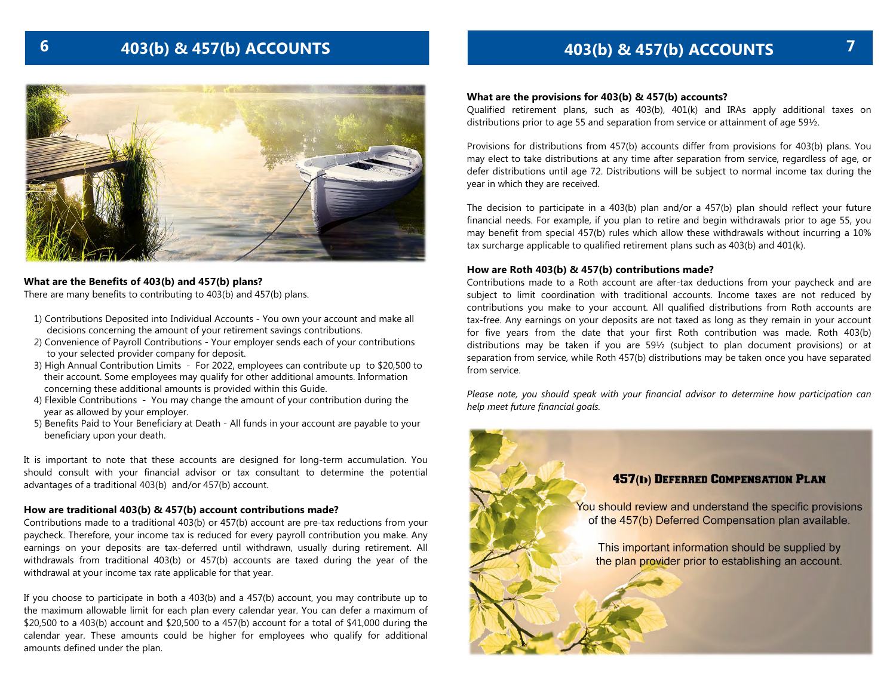# 403(b) & 457(b) ACCOUNTS

**What are the Benefits of 403(b) and 457(b) plans?**
There are many benefits to contributing to 403(b) and 457(b) plans.

1) Contributions Deposited into Individual Accounts - You own your account and make all decisions concerning the amount of your retirement savings contributions.
2) Convenience of Payroll Contributions - Your employer sends each of your contributions to your selected provider company for deposit.
3) High Annual Contribution Limits - For 2022, employees can contribute up to $20,500 to their account. Some employees may qualify for other additional amounts. Information concerning these additional amounts is provided within this Guide.
4) Flexible Contributions - You may change the amount of your contribution during the year as allowed by your employer.
5) Benefits Paid to Your Beneficiary at Death - All funds in your account are payable to your beneficiary upon your death.

It is important to note that these accounts are designed for long-term accumulation. You should consult with your financial advisor or tax consultant to determine the potential advantages of a traditional 403(b) and/or 457(b) account.

**How are traditional 403(b) & 457(b) account contributions made?**
Contributions made to a traditional 403(b) or 457(b) account are pre-tax reductions from your paycheck. Therefore, your income tax is reduced for every payroll contribution you make. Any earnings on your deposits are tax-deferred until withdrawn, usually during retirement. All withdrawals from traditional 403(b) or 457(b) accounts are taxed during the year of the withdrawal at your income tax rate applicable for that year.

If you choose to participate in both a 403(b) and a 457(b) account, you may contribute up to the maximum allowable limit for each plan every calendar year. You can defer a maximum of $20,500 to a 403(b) account and $20,500 to a 457(b) account for a total of $41,000 during the calendar year. These amounts could be higher for employees who qualify for additional amounts defined under the plan.

**What are the provisions for 403(b) & 457(b) accounts?**
Qualified retirement plans, such as 403(b), 401(k) and IRAs apply additional taxes on distributions prior to age 55 and separation from service or attainment of age 59½.

Provisions for distributions from 457(b) accounts differ from provisions for 403(b) plans. You may elect to take distributions at any time after separation from service, regardless of age, or defer distributions until age 72. Distributions will be subject to normal income tax during the year in which they are received.

The decision to participate in a 403(b) plan and/or a 457(b) plan should reflect your future financial needs. For example, if you plan to retire and begin withdrawals prior to age 55, you may benefit from special 457(b) rules which allow these withdrawals without incurring a 10% tax surcharge applicable to qualified retirement plans such as 403(b) and 401(k).

**How are Roth 403(b) & 457(b) contributions made?**
Contributions made to a Roth account are after-tax deductions from your paycheck and are subject to limit coordination with traditional accounts. Income taxes are not reduced by contributions you make to your account. All qualified distributions from Roth accounts are tax-free. Any earnings on your deposits are not taxed as long as they remain in your account for five years from the date that your first Roth contribution was made. Roth 403(b) distributions may be taken if you are 59½ (subject to plan document provisions) or at separation from service, while Roth 457(b) distributions may be taken once you have separated from service.

*Please note, you should speak with your financial advisor to determine how participation can help meet future financial goals.*

**457(b) Deferred Compensation Plan**

You should review and understand the specific provisions of the 457(b) Deferred Compensation plan available.

This important information should be supplied by the plan provider prior to establishing an account.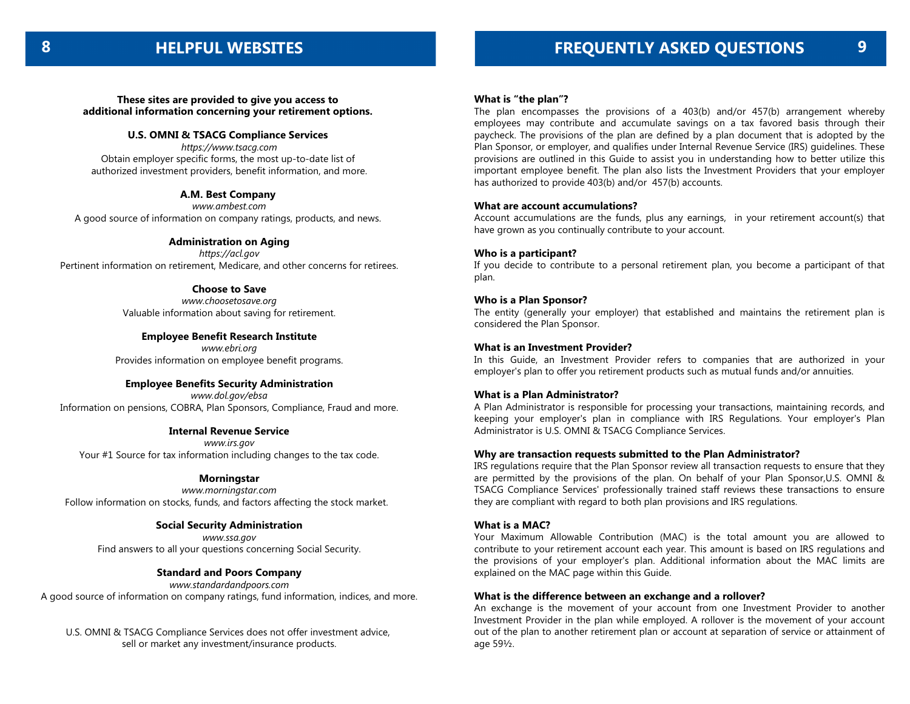## HELPFUL WEBSITES

**These sites are provided to give you access to additional information concerning your retirement options.**

**U.S. OMNI & TSACG Compliance Services**
*https://www.tsacg.com*
Obtain employer specific forms, the most up-to-date list of authorized investment providers, benefit information, and more.

**A.M. Best Company**
*www.ambest.com*
A good source of information on company ratings, products, and news.

**Administration on Aging**
*https://acl.gov*
Pertinent information on retirement, Medicare, and other concerns for retirees.

**Choose to Save**
*www.choosetosave.org*
Valuable information about saving for retirement.

**Employee Benefit Research Institute**
*www.ebri.org*
Provides information on employee benefit programs.

**Employee Benefits Security Administration**
*www.dol.gov/ebsa*
Information on pensions, COBRA, Plan Sponsors, Compliance, Fraud and more.

**Internal Revenue Service**
*www.irs.gov*
Your #1 Source for tax information including changes to the tax code.

**Morningstar**
*www.morningstar.com*
Follow information on stocks, funds, and factors affecting the stock market.

**Social Security Administration**
*www.ssa.gov*
Find answers to all your questions concerning Social Security.

**Standard and Poors Company**
*www.standardandpoors.com*
A good source of information on company ratings, fund information, indices, and more.

U.S. OMNI & TSACG Compliance Services does not offer investment advice, sell or market any investment/insurance products.

## FREQUENTLY ASKED QUESTIONS

**What is "the plan"?**
The plan encompasses the provisions of a 403(b) and/or 457(b) arrangement whereby employees may contribute and accumulate savings on a tax favored basis through their paycheck. The provisions of the plan are defined by a plan document that is adopted by the Plan Sponsor, or employer, and qualifies under Internal Revenue Service (IRS) guidelines. These provisions are outlined in this Guide to assist you in understanding how to better utilize this important employee benefit. The plan also lists the Investment Providers that your employer has authorized to provide 403(b) and/or 457(b) accounts.

**What are account accumulations?**
Account accumulations are the funds, plus any earnings, in your retirement account(s) that have grown as you continually contribute to your account.

**Who is a participant?**
If you decide to contribute to a personal retirement plan, you become a participant of that plan.

**Who is a Plan Sponsor?**
The entity (generally your employer) that established and maintains the retirement plan is considered the Plan Sponsor.

**What is an Investment Provider?**
In this Guide, an Investment Provider refers to companies that are authorized in your employer's plan to offer you retirement products such as mutual funds and/or annuities.

**What is a Plan Administrator?**
A Plan Administrator is responsible for processing your transactions, maintaining records, and keeping your employer's plan in compliance with IRS Regulations. Your employer's Plan Administrator is U.S. OMNI & TSACG Compliance Services.

**Why are transaction requests submitted to the Plan Administrator?**
IRS regulations require that the Plan Sponsor review all transaction requests to ensure that they are permitted by the provisions of the plan. On behalf of your Plan Sponsor,U.S. OMNI & TSACG Compliance Services' professionally trained staff reviews these transactions to ensure they are compliant with regard to both plan provisions and IRS regulations.

**What is a MAC?**
Your Maximum Allowable Contribution (MAC) is the total amount you are allowed to contribute to your retirement account each year. This amount is based on IRS regulations and the provisions of your employer's plan. Additional information about the MAC limits are explained on the MAC page within this Guide.

**What is the difference between an exchange and a rollover?**
An exchange is the movement of your account from one Investment Provider to another Investment Provider in the plan while employed. A rollover is the movement of your account out of the plan to another retirement plan or account at separation of service or attainment of age 59½.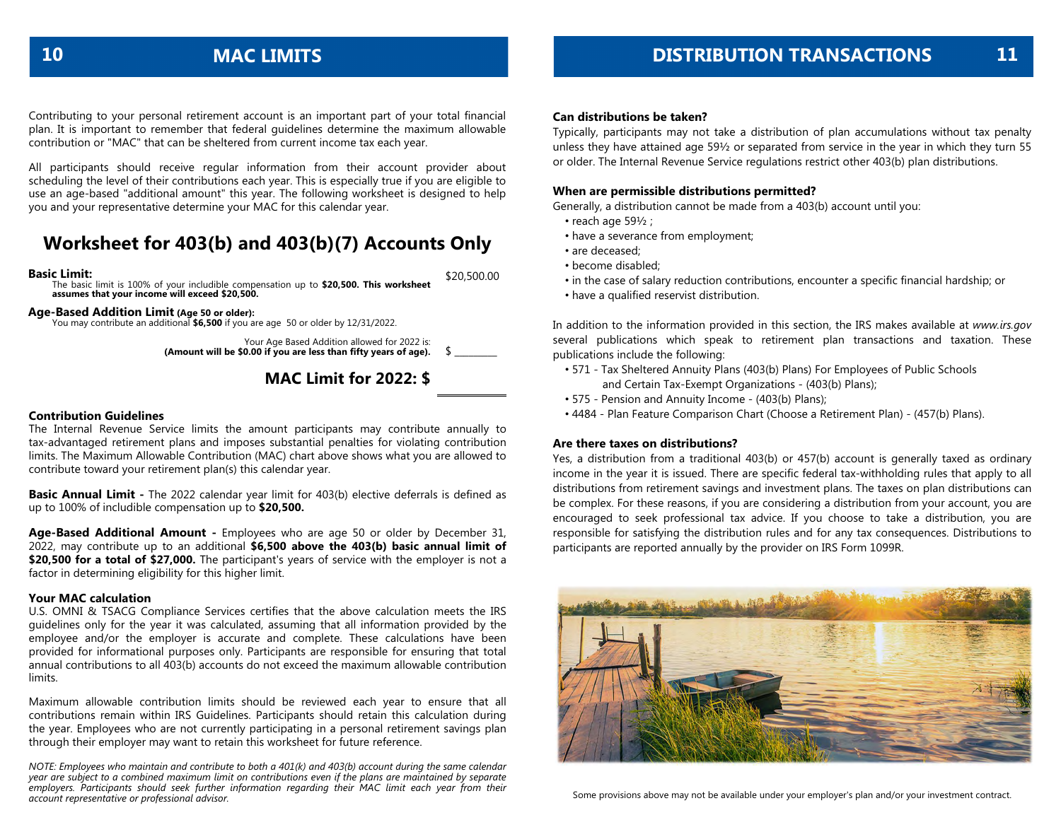## MAC LIMITS

Contributing to your personal retirement account is an important part of your total financial plan. It is important to remember that federal guidelines determine the maximum allowable contribution or "MAC" that can be sheltered from current income tax each year.

All participants should receive regular information from their account provider about scheduling the level of their contributions each year. This is especially true if you are eligible to use an age-based "additional amount" this year. The following worksheet is designed to help you and your representative determine your MAC for this calendar year.

## Worksheet for 403(b) and 403(b)(7) Accounts Only

**Basic Limit:** $20,500.00

The basic limit is 100% of your includible compensation up to **$20,500. This worksheet assumes that your income will exceed $20,500.**

**Age-Based Addition Limit (Age 50 or older):**

You may contribute an additional **$6,500** if you are age 50 or older by 12/31/2022.

Your Age Based Addition allowed for 2022 is:
**(Amount will be $0.00 if you are less than fifty years of age).** $ _________

### MAC Limit for 2022: $ _________

**Contribution Guidelines**

The Internal Revenue Service limits the amount participants may contribute annually to tax-advantaged retirement plans and imposes substantial penalties for violating contribution limits. The Maximum Allowable Contribution (MAC) chart above shows what you are allowed to contribute toward your retirement plan(s) this calendar year.

**Basic Annual Limit -** The 2022 calendar year limit for 403(b) elective deferrals is defined as up to 100% of includible compensation up to **$20,500.**

**Age-Based Additional Amount -** Employees who are age 50 or older by December 31, 2022, may contribute up to an additional **$6,500 above the 403(b) basic annual limit of $20,500 for a total of $27,000.** The participant's years of service with the employer is not a factor in determining eligibility for this higher limit.

**Your MAC calculation**

U.S. OMNI & TSACG Compliance Services certifies that the above calculation meets the IRS guidelines only for the year it was calculated, assuming that all information provided by the employee and/or the employer is accurate and complete. These calculations have been provided for informational purposes only. Participants are responsible for ensuring that total annual contributions to all 403(b) accounts do not exceed the maximum allowable contribution limits.

Maximum allowable contribution limits should be reviewed each year to ensure that all contributions remain within IRS Guidelines. Participants should retain this calculation during the year. Employees who are not currently participating in a personal retirement savings plan through their employer may want to retain this worksheet for future reference.

*NOTE: Employees who maintain and contribute to both a 401(k) and 403(b) account during the same calendar year are subject to a combined maximum limit on contributions even if the plans are maintained by separate employers. Participants should seek further information regarding their MAC limit each year from their account representative or professional advisor.*

## DISTRIBUTION TRANSACTIONS

**Can distributions be taken?**

Typically, participants may not take a distribution of plan accumulations without tax penalty unless they have attained age 59½ or separated from service in the year in which they turn 55 or older. The Internal Revenue Service regulations restrict other 403(b) plan distributions.

**When are permissible distributions permitted?**

Generally, a distribution cannot be made from a 403(b) account until you:

- reach age 59½ ;
- have a severance from employment;
- are deceased;
- become disabled;
- in the case of salary reduction contributions, encounter a specific financial hardship; or
- have a qualified reservist distribution.

In addition to the information provided in this section, the IRS makes available at *www.irs.gov* several publications which speak to retirement plan transactions and taxation. These publications include the following:

- 571 - Tax Sheltered Annuity Plans (403(b) Plans) For Employees of Public Schools and Certain Tax-Exempt Organizations - (403(b) Plans);
- 575 - Pension and Annuity Income - (403(b) Plans);
- 4484 - Plan Feature Comparison Chart (Choose a Retirement Plan) - (457(b) Plans).

**Are there taxes on distributions?**

Yes, a distribution from a traditional 403(b) or 457(b) account is generally taxed as ordinary income in the year it is issued. There are specific federal tax-withholding rules that apply to all distributions from retirement savings and investment plans. The taxes on plan distributions can be complex. For these reasons, if you are considering a distribution from your account, you are encouraged to seek professional tax advice. If you choose to take a distribution, you are responsible for satisfying the distribution rules and for any tax consequences. Distributions to participants are reported annually by the provider on IRS Form 1099R.

Some provisions above may not be available under your employer's plan and/or your investment contract.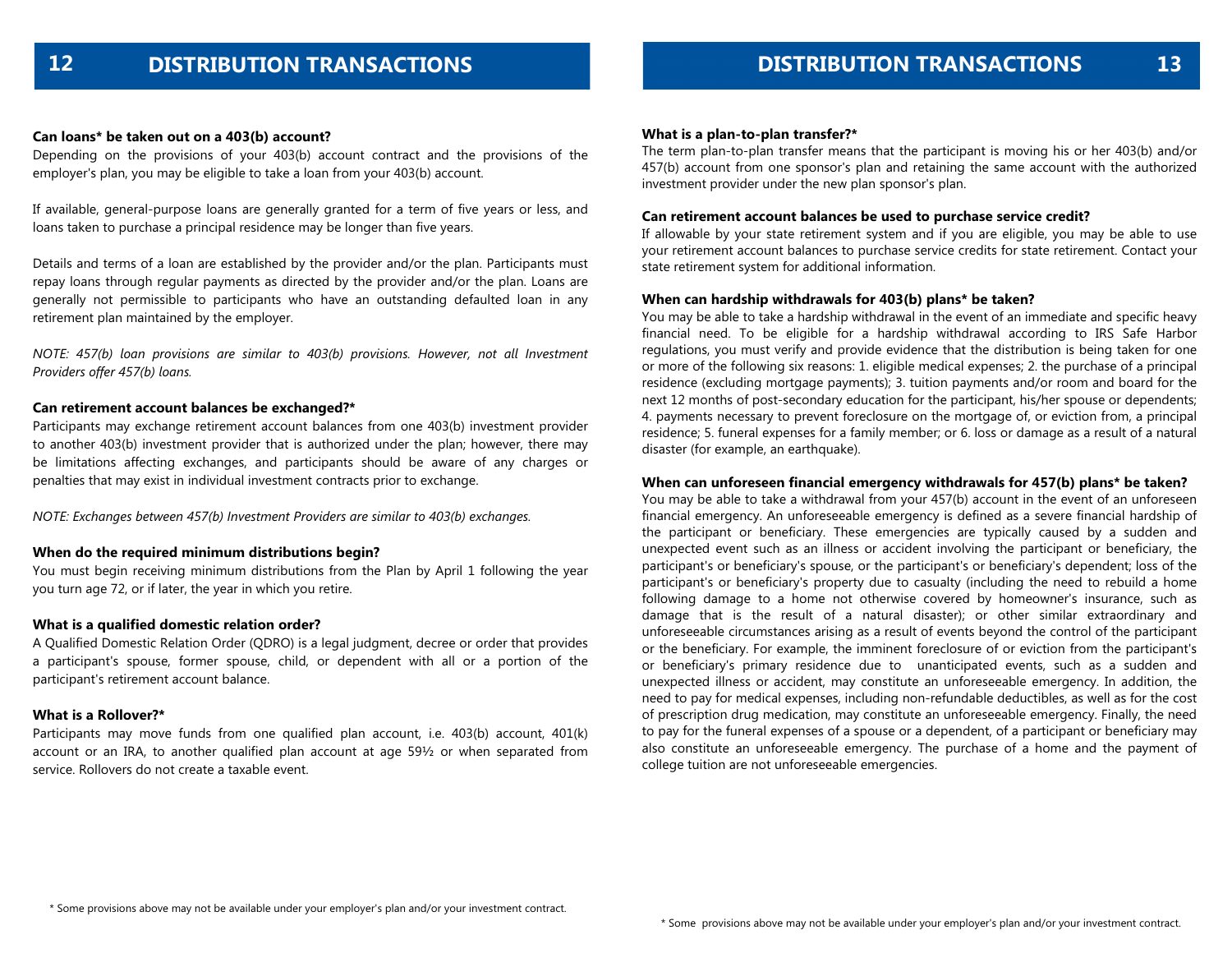## DISTRIBUTION TRANSACTIONS

**Can loans* be taken out on a 403(b) account?**

Depending on the provisions of your 403(b) account contract and the provisions of the employer's plan, you may be eligible to take a loan from your 403(b) account.

If available, general-purpose loans are generally granted for a term of five years or less, and loans taken to purchase a principal residence may be longer than five years.

Details and terms of a loan are established by the provider and/or the plan. Participants must repay loans through regular payments as directed by the provider and/or the plan. Loans are generally not permissible to participants who have an outstanding defaulted loan in any retirement plan maintained by the employer.

*NOTE: 457(b) loan provisions are similar to 403(b) provisions. However, not all Investment Providers offer 457(b) loans.*

**Can retirement account balances be exchanged?***

Participants may exchange retirement account balances from one 403(b) investment provider to another 403(b) investment provider that is authorized under the plan; however, there may be limitations affecting exchanges, and participants should be aware of any charges or penalties that may exist in individual investment contracts prior to exchange.

*NOTE: Exchanges between 457(b) Investment Providers are similar to 403(b) exchanges.*

**When do the required minimum distributions begin?**

You must begin receiving minimum distributions from the Plan by April 1 following the year you turn age 72, or if later, the year in which you retire.

**What is a qualified domestic relation order?**

A Qualified Domestic Relation Order (QDRO) is a legal judgment, decree or order that provides a participant's spouse, former spouse, child, or dependent with all or a portion of the participant's retirement account balance.

**What is a Rollover?***

Participants may move funds from one qualified plan account, i.e. 403(b) account, 401(k) account or an IRA, to another qualified plan account at age 59½ or when separated from service. Rollovers do not create a taxable event.

\* Some provisions above may not be available under your employer's plan and/or your investment contract.

**What is a plan-to-plan transfer?***

The term plan-to-plan transfer means that the participant is moving his or her 403(b) and/or 457(b) account from one sponsor's plan and retaining the same account with the authorized investment provider under the new plan sponsor's plan.

**Can retirement account balances be used to purchase service credit?**

If allowable by your state retirement system and if you are eligible, you may be able to use your retirement account balances to purchase service credits for state retirement. Contact your state retirement system for additional information.

**When can hardship withdrawals for 403(b) plans* be taken?**

You may be able to take a hardship withdrawal in the event of an immediate and specific heavy financial need. To be eligible for a hardship withdrawal according to IRS Safe Harbor regulations, you must verify and provide evidence that the distribution is being taken for one or more of the following six reasons: 1. eligible medical expenses; 2. the purchase of a principal residence (excluding mortgage payments); 3. tuition payments and/or room and board for the next 12 months of post-secondary education for the participant, his/her spouse or dependents; 4. payments necessary to prevent foreclosure on the mortgage of, or eviction from, a principal residence; 5. funeral expenses for a family member; or 6. loss or damage as a result of a natural disaster (for example, an earthquake).

**When can unforeseen financial emergency withdrawals for 457(b) plans* be taken?**

You may be able to take a withdrawal from your 457(b) account in the event of an unforeseen financial emergency. An unforeseeable emergency is defined as a severe financial hardship of the participant or beneficiary. These emergencies are typically caused by a sudden and unexpected event such as an illness or accident involving the participant or beneficiary, the participant's or beneficiary's spouse, or the participant's or beneficiary's dependent; loss of the participant's or beneficiary's property due to casualty (including the need to rebuild a home following damage to a home not otherwise covered by homeowner's insurance, such as damage that is the result of a natural disaster); or other similar extraordinary and unforeseeable circumstances arising as a result of events beyond the control of the participant or the beneficiary. For example, the imminent foreclosure of or eviction from the participant's or beneficiary's primary residence due to unanticipated events, such as a sudden and unexpected illness or accident, may constitute an unforeseeable emergency. In addition, the need to pay for medical expenses, including non-refundable deductibles, as well as for the cost of prescription drug medication, may constitute an unforeseeable emergency. Finally, the need to pay for the funeral expenses of a spouse or a dependent, of a participant or beneficiary may also constitute an unforeseeable emergency. The purchase of a home and the payment of college tuition are not unforeseeable emergencies.

\* Some provisions above may not be available under your employer's plan and/or your investment contract.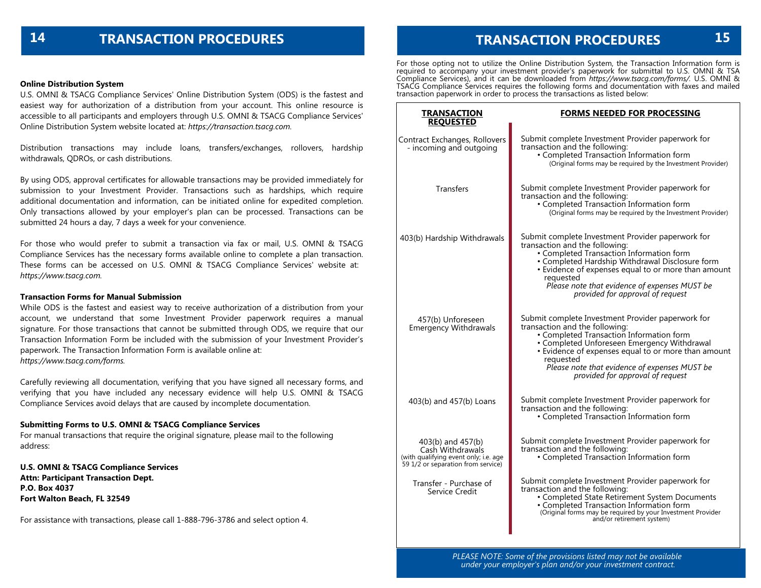# TRANSACTION PROCEDURES

**Online Distribution System**

U.S. OMNI & TSACG Compliance Services' Online Distribution System (ODS) is the fastest and easiest way for authorization of a distribution from your account. This online resource is accessible to all participants and employers through U.S. OMNI & TSACG Compliance Services' Online Distribution System website located at: *https://transaction.tsacg.com.*

Distribution transactions may include loans, transfers/exchanges, rollovers, hardship withdrawals, QDROs, or cash distributions.

By using ODS, approval certificates for allowable transactions may be provided immediately for submission to your Investment Provider. Transactions such as hardships, which require additional documentation and information, can be initiated online for expedited completion. Only transactions allowed by your employer's plan can be processed. Transactions can be submitted 24 hours a day, 7 days a week for your convenience.

For those who would prefer to submit a transaction via fax or mail, U.S. OMNI & TSACG Compliance Services has the necessary forms available online to complete a plan transaction. These forms can be accessed on U.S. OMNI & TSACG Compliance Services' website at: *https://www.tsacg.com.*

**Transaction Forms for Manual Submission**

While ODS is the fastest and easiest way to receive authorization of a distribution from your account, we understand that some Investment Provider paperwork requires a manual signature. For those transactions that cannot be submitted through ODS, we require that our Transaction Information Form be included with the submission of your Investment Provider's paperwork. The Transaction Information Form is available online at: *https://www.tsacg.com/forms.*

Carefully reviewing all documentation, verifying that you have signed all necessary forms, and verifying that you have included any necessary evidence will help U.S. OMNI & TSACG Compliance Services avoid delays that are caused by incomplete documentation.

**Submitting Forms to U.S. OMNI & TSACG Compliance Services**

For manual transactions that require the original signature, please mail to the following address:

**U.S. OMNI & TSACG Compliance Services**
**Attn: Participant Transaction Dept.**
**P.O. Box 4037**
**Fort Walton Beach, FL 32549**

For assistance with transactions, please call 1-888-796-3786 and select option 4.

# TRANSACTION PROCEDURES

For those opting not to utilize the Online Distribution System, the Transaction Information form is required to accompany your investment provider's paperwork for submittal to U.S. OMNI & TSA Compliance Services), and it can be downloaded from *https://www.tsacg.com/forms/.* U.S. OMNI & TSACG Compliance Services requires the following forms and documentation with faxes and mailed transaction paperwork in order to process the transactions as listed below:

| TRANSACTION REQUESTED | FORMS NEEDED FOR PROCESSING |
|---|---|
| Contract Exchanges, Rollovers - incoming and outgoing | Submit complete Investment Provider paperwork for transaction and the following:<br>• Completed Transaction Information form<br>(Original forms may be required by the Investment Provider) |
| Transfers | Submit complete Investment Provider paperwork for transaction and the following:<br>• Completed Transaction Information form<br>(Original forms may be required by the Investment Provider) |
| 403(b) Hardship Withdrawals | Submit complete Investment Provider paperwork for transaction and the following:<br>• Completed Transaction Information form<br>• Completed Hardship Withdrawal Disclosure form<br>• Evidence of expenses equal to or more than amount requested<br>*Please note that evidence of expenses MUST be provided for approval of request* |
| 457(b) Unforeseen Emergency Withdrawals | Submit complete Investment Provider paperwork for transaction and the following:<br>• Completed Transaction Information form<br>• Completed Unforeseen Emergency Withdrawal<br>• Evidence of expenses equal to or more than amount requested<br>*Please note that evidence of expenses MUST be provided for approval of request* |
| 403(b) and 457(b) Loans | Submit complete Investment Provider paperwork for transaction and the following:<br>• Completed Transaction Information form |
| 403(b) and 457(b) Cash Withdrawals (with qualifying event only; i.e. age 59 1/2 or separation from service) | Submit complete Investment Provider paperwork for transaction and the following:<br>• Completed Transaction Information form |
| Transfer - Purchase of Service Credit | Submit complete Investment Provider paperwork for transaction and the following:<br>• Completed State Retirement System Documents<br>• Completed Transaction Information form<br>(Original forms may be required by your Investment Provider and/or retirement system) |

*PLEASE NOTE: Some of the provisions listed may not be available under your employer's plan and/or your investment contract.*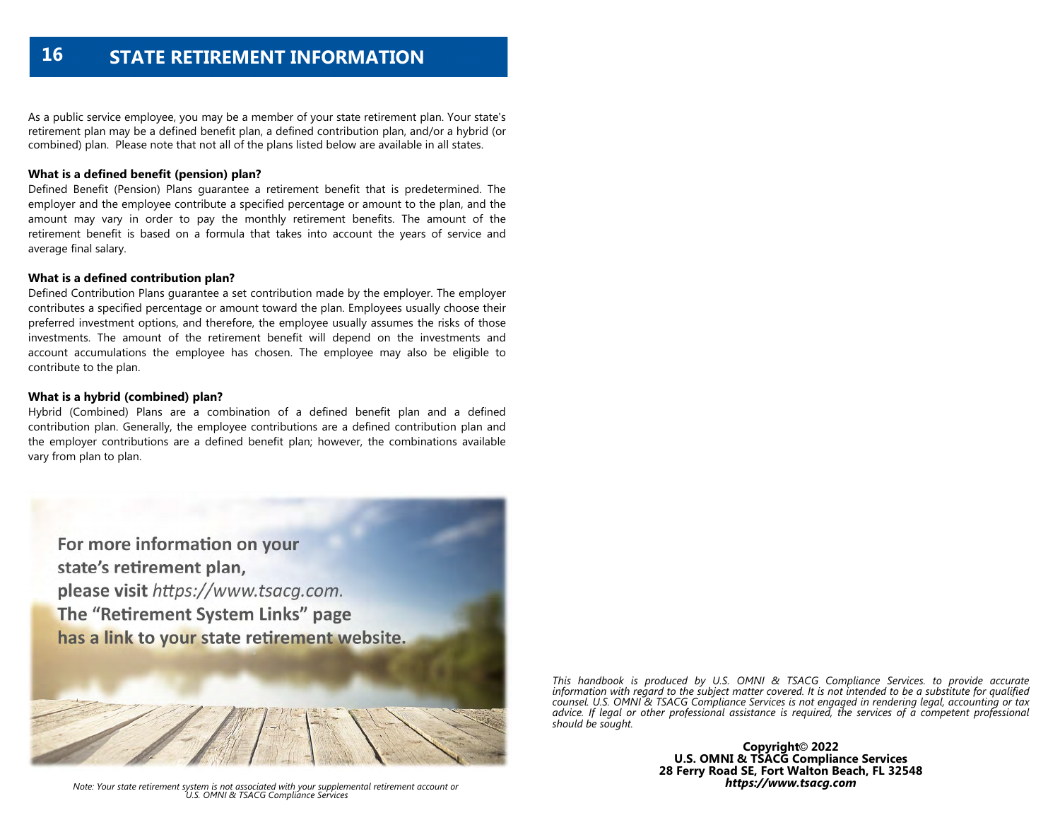# STATE RETIREMENT INFORMATION

As a public service employee, you may be a member of your state retirement plan. Your state's retirement plan may be a defined benefit plan, a defined contribution plan, and/or a hybrid (or combined) plan. Please note that not all of the plans listed below are available in all states.

**What is a defined benefit (pension) plan?**

Defined Benefit (Pension) Plans guarantee a retirement benefit that is predetermined. The employer and the employee contribute a specified percentage or amount to the plan, and the amount may vary in order to pay the monthly retirement benefits. The amount of the retirement benefit is based on a formula that takes into account the years of service and average final salary.

**What is a defined contribution plan?**

Defined Contribution Plans guarantee a set contribution made by the employer. The employer contributes a specified percentage or amount toward the plan. Employees usually choose their preferred investment options, and therefore, the employee usually assumes the risks of those investments. The amount of the retirement benefit will depend on the investments and account accumulations the employee has chosen. The employee may also be eligible to contribute to the plan.

**What is a hybrid (combined) plan?**

Hybrid (Combined) Plans are a combination of a defined benefit plan and a defined contribution plan. Generally, the employee contributions are a defined contribution plan and the employer contributions are a defined benefit plan; however, the combinations available vary from plan to plan.

**For more information on your state's retirement plan, please visit** *https://www.tsacg.com.* **The "Retirement System Links" page has a link to your state retirement website.**

*Note: Your state retirement system is not associated with your supplemental retirement account or U.S. OMNI & TSACG Compliance Services*

*This handbook is produced by U.S. OMNI & TSACG Compliance Services. to provide accurate information with regard to the subject matter covered. It is not intended to be a substitute for qualified counsel. U.S. OMNI & TSACG Compliance Services is not engaged in rendering legal, accounting or tax advice. If legal or other professional assistance is required, the services of a competent professional should be sought.*

**Copyright© 2022**
**U.S. OMNI & TSACG Compliance Services**
**28 Ferry Road SE, Fort Walton Beach, FL 32548**
***https://www.tsacg.com***